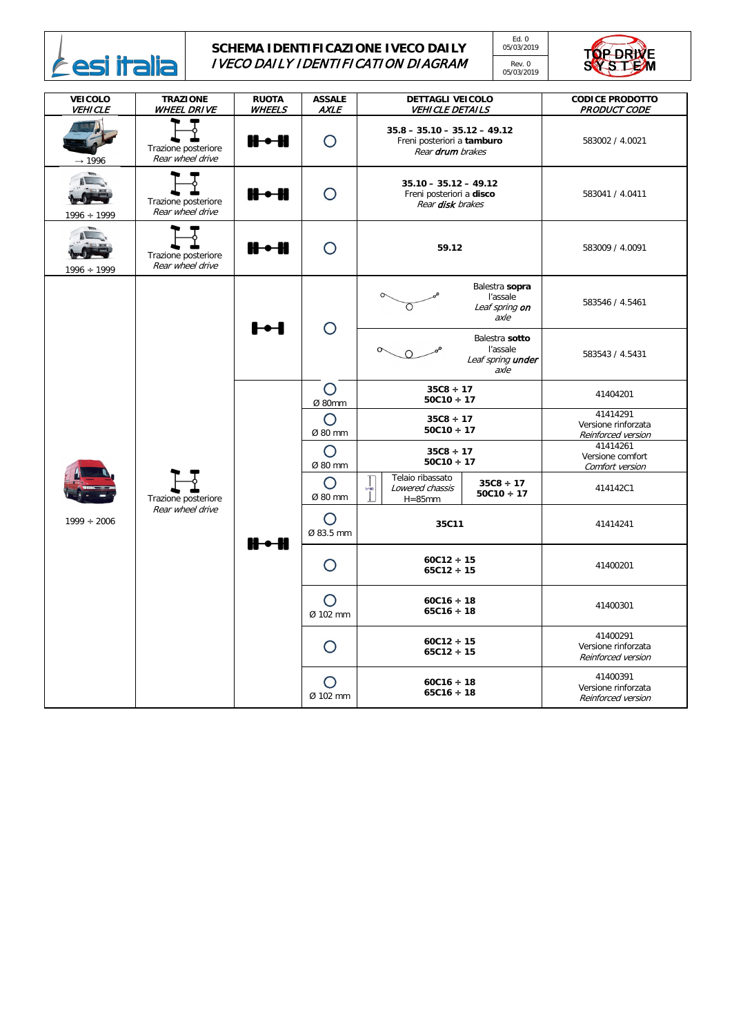# SCHEMA IDENTIFICAZIONE IVECO DAILY

*IVECO DAILY IDENTIFICATION DIAGRAM*

Ed. 0 05/03/2019

Rev. 0 05/03/2019

| VEICOLO *VEHICLE* | TRAZIONE *WHEEL DRIVE* | RUOTA *WHEELS* | ASSALE *AXLE* | DETTAGLI VEICOLO *VEHICLE DETAILS* | CODICE PRODOTTO *PRODUCT CODE* |
|---|---|---|---|---|---|
| → 1996 | Trazione posteriore *Rear wheel drive* | | | **35.8 – 35.10 – 35.12 – 49.12** Freni posteriori a **tamburo** *Rear **drum** brakes* | 583002 / 4.0021 |
| 1996 ÷ 1999 | Trazione posteriore *Rear wheel drive* | | | **35.10 – 35.12 – 49.12** Freni posteriori a **disco** *Rear **disk** brakes* | 583041 / 4.0411 |
| 1996 ÷ 1999 | Trazione posteriore *Rear wheel drive* | | | **59.12** | 583009 / 4.0091 |
| 1999 ÷ 2006 | Trazione posteriore *Rear wheel drive* | | | Balestra **sopra** l'assale *Leaf spring **on** axle* | 583546 / 4.5461 |
| | | | | Balestra **sotto** l'assale *Leaf spring **under** axle* | 583543 / 4.5431 |
| | | | Ø 80mm | **35C8 ÷ 17** **50C10 ÷ 17** | 41404201 |
| | | | Ø 80 mm | **35C8 ÷ 17** **50C10 ÷ 17** | 41414291 Versione rinforzata *Reinforced version* |
| | | | Ø 80 mm | **35C8 ÷ 17** **50C10 ÷ 17** | 41414261 Versione comfort *Comfort version* |
| | | | Ø 80 mm | Telaio ribassato *Lowered chassis* H=85mm — **35C8 ÷ 17** **50C10 ÷ 17** | 414142C1 |
| | | | Ø 83.5 mm | **35C11** | 41414241 |
| | | | | **60C12 ÷ 15** **65C12 ÷ 15** | 41400201 |
| | | | Ø 102 mm | **60C16 ÷ 18** **65C16 ÷ 18** | 41400301 |
| | | | | **60C12 ÷ 15** **65C12 ÷ 15** | 41400291 Versione rinforzata *Reinforced version* |
| | | | Ø 102 mm | **60C16 ÷ 18** **65C16 ÷ 18** | 41400391 Versione rinforzata *Reinforced version* |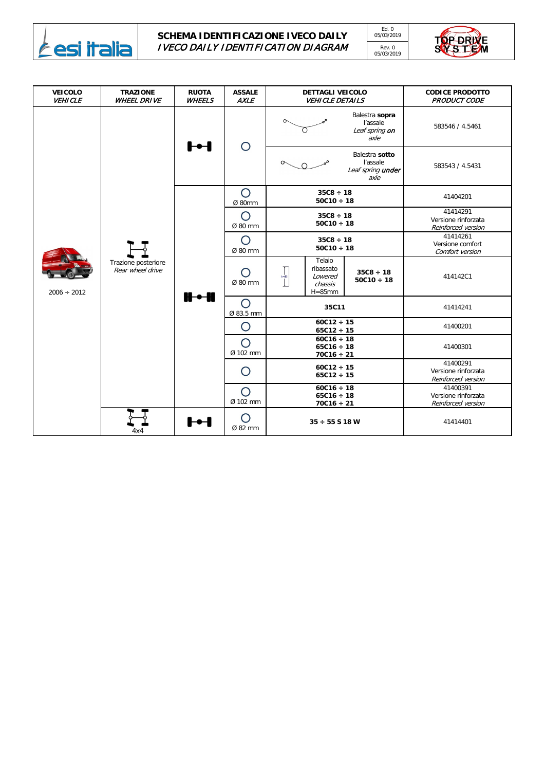# SCHEMA IDENTIFICAZIONE IVECO DAILY
## *IVECO DAILY IDENTIFICATION DIAGRAM*

Ed. 0 05/03/2019
Rev. 0 05/03/2019

| VEICOLO *VEHICLE* | TRAZIONE *WHEEL DRIVE* | RUOTA *WHEELS* | ASSALE *AXLE* | DETTAGLI VEICOLO *VEHICLE DETAILS* | | CODICE PRODOTTO *PRODUCT CODE* |
|---|---|---|---|---|---|---|
| 2006 ÷ 2012 | Trazione posteriore *Rear wheel drive* | | | Balestra **sopra** l'assale *Leaf spring **on** axle* | | 583546 / 4.5461 |
| | | | | Balestra **sotto** l'assale *Leaf spring **under** axle* | | 583543 / 4.5431 |
| | | | Ø 80mm | **35C8 ÷ 18 50C10 ÷ 18** | | 41404201 |
| | | | Ø 80 mm | **35C8 ÷ 18 50C10 ÷ 18** | | 41414291 Versione rinforzata *Reinforced version* |
| | | | Ø 80 mm | **35C8 ÷ 18 50C10 ÷ 18** | | 41414261 Versione comfort *Comfort version* |
| | | | Ø 80 mm | Telaio ribassato *Lowered chassis* H=85mm | **35C8 ÷ 18 50C10 ÷ 18** | 414142C1 |
| | | | Ø 83.5 mm | **35C11** | | 41414241 |
| | | | | **60C12 ÷ 15 65C12 ÷ 15** | | 41400201 |
| | | | Ø 102 mm | **60C16 ÷ 18 65C16 ÷ 18 70C16 ÷ 21** | | 41400301 |
| | | | | **60C12 ÷ 15 65C12 ÷ 15** | | 41400291 Versione rinforzata *Reinforced version* |
| | | | Ø 102 mm | **60C16 ÷ 18 65C16 ÷ 18 70C16 ÷ 21** | | 41400391 Versione rinforzata *Reinforced version* |
| | 4x4 | | Ø 82 mm | **35 ÷ 55 S 18 W** | | 41414401 |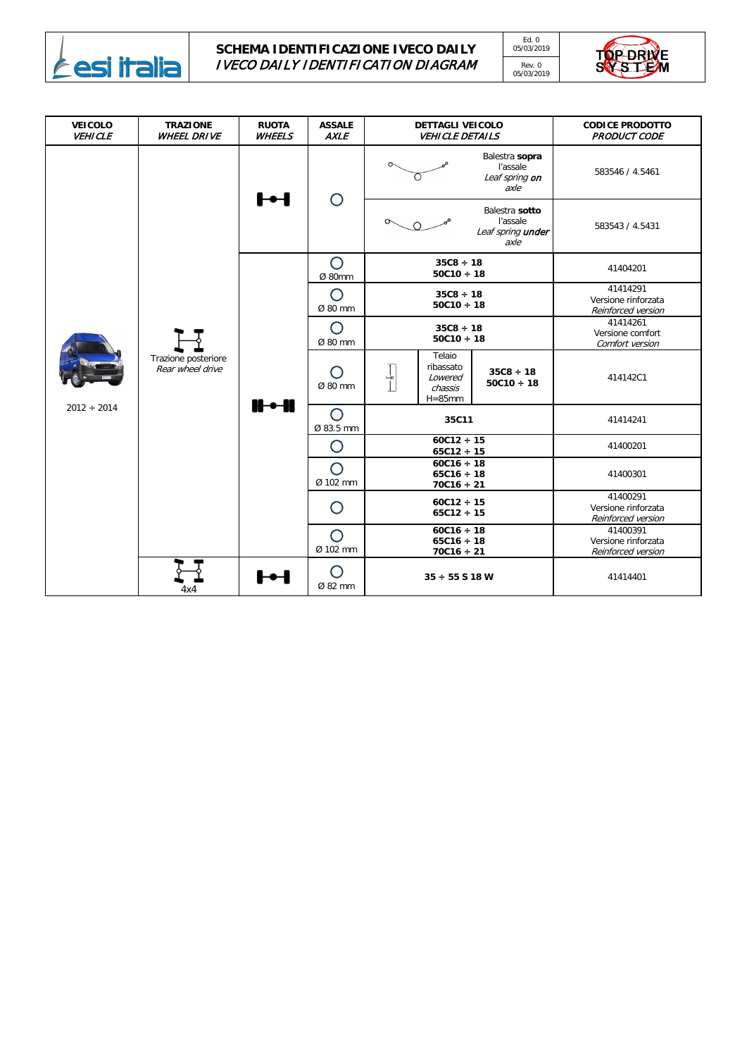# SCHEMA IDENTIFICAZIONE IVECO DAILY
*IVECO DAILY IDENTIFICATION DIAGRAM*

Ed. 0 05/03/2019
Rev. 0 05/03/2019

| VEICOLO *VEHICLE* | TRAZIONE *WHEEL DRIVE* | RUOTA *WHEELS* | ASSALE *AXLE* | DETTAGLI VEICOLO *VEHICLE DETAILS* | | CODICE PRODOTTO *PRODUCT CODE* |
|---|---|---|---|---|---|---|
| 2012 ÷ 2014 | Trazione posteriore *Rear wheel drive* | | | Balestra **sopra** l'assale *Leaf spring **on** axle* | | 583546 / 4.5461 |
| | | | | Balestra **sotto** l'assale *Leaf spring **under** axle* | | 583543 / 4.5431 |
| | | | Ø 80mm | **35C8 ÷ 18** **50C10 ÷ 18** | | 41404201 |
| | | | Ø 80 mm | **35C8 ÷ 18** **50C10 ÷ 18** | | 41414291 Versione rinforzata *Reinforced version* |
| | | | Ø 80 mm | **35C8 ÷ 18** **50C10 ÷ 18** | | 41414261 Versione comfort *Comfort version* |
| | | | Ø 80 mm | Telaio ribassato *Lowered chassis* H=85mm | **35C8 ÷ 18** **50C10 ÷ 18** | 414142C1 |
| | | | Ø 83.5 mm | **35C11** | | 41414241 |
| | | | | **60C12 ÷ 15** **65C12 ÷ 15** | | 41400201 |
| | | | Ø 102 mm | **60C16 ÷ 18** **65C16 ÷ 18** **70C16 ÷ 21** | | 41400301 |
| | | | | **60C12 ÷ 15** **65C12 ÷ 15** | | 41400291 Versione rinforzata *Reinforced version* |
| | | | Ø 102 mm | **60C16 ÷ 18** **65C16 ÷ 18** **70C16 ÷ 21** | | 41400391 Versione rinforzata *Reinforced version* |
| | 4x4 | | Ø 82 mm | **35 ÷ 55 S 18 W** | | 41414401 |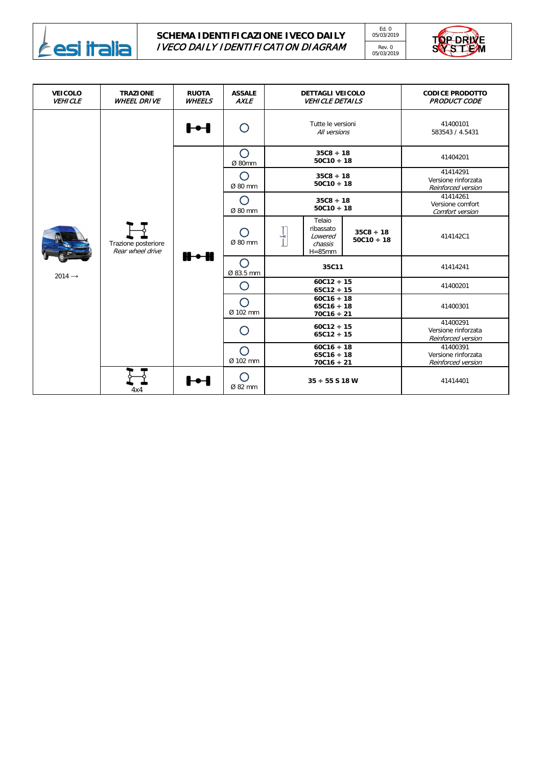# SCHEMA IDENTIFICAZIONE IVECO DAILY
*IVECO DAILY IDENTIFICATION DIAGRAM*

Ed. 0 05/03/2019
Rev. 0 05/03/2019

| VEICOLO *VEHICLE* | TRAZIONE *WHEEL DRIVE* | RUOTA *WHEELS* | ASSALE *AXLE* | DETTAGLI VEICOLO *VEHICLE DETAILS* | CODICE PRODOTTO *PRODUCT CODE* |
|---|---|---|---|---|---|
| 2014 → | Trazione posteriore *Rear wheel drive* | | | Tutte le versioni *All versions* | 41400101 583543 / 4.5431 |
| | | | Ø 80mm | **35C8 ÷ 18 50C10 ÷ 18** | 41404201 |
| | | | Ø 80 mm | **35C8 ÷ 18 50C10 ÷ 18** | 41414291 Versione rinforzata *Reinforced version* |
| | | | Ø 80 mm | **35C8 ÷ 18 50C10 ÷ 18** | 41414261 Versione comfort *Comfort version* |
| | | | Ø 80 mm | Telaio ribassato *Lowered chassis* H=85mm — **35C8 ÷ 18 50C10 ÷ 18** | 414142C1 |
| | | | Ø 83.5 mm | **35C11** | 41414241 |
| | | | | **60C12 ÷ 15 65C12 ÷ 15** | 41400201 |
| | | | Ø 102 mm | **60C16 ÷ 18 65C16 ÷ 18 70C16 ÷ 21** | 41400301 |
| | | | | **60C12 ÷ 15 65C12 ÷ 15** | 41400291 Versione rinforzata *Reinforced version* |
| | | | Ø 102 mm | **60C16 ÷ 18 65C16 ÷ 18 70C16 ÷ 21** | 41400391 Versione rinforzata *Reinforced version* |
| | 4x4 | | Ø 82 mm | **35 ÷ 55 S 18 W** | 41414401 |